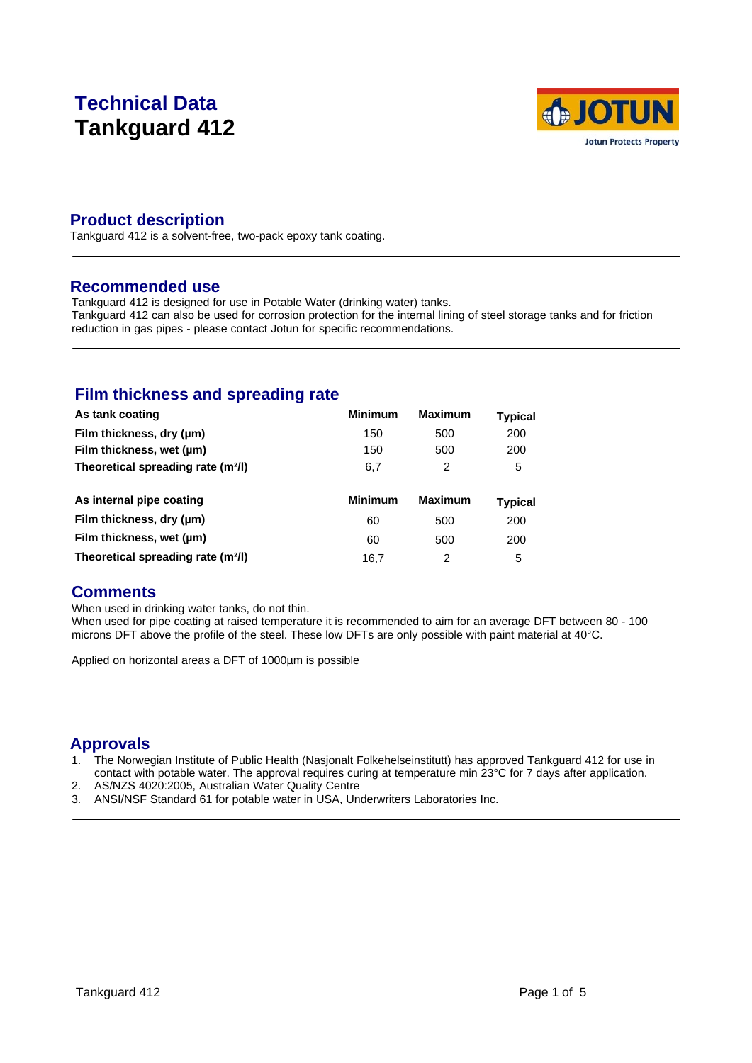# Technical Data
# Tankguard 412

## Product description

Tankguard 412 is a solvent-free, two-pack epoxy tank coating.

## Recommended use

Tankguard 412 is designed for use in Potable Water (drinking water) tanks.
Tankguard 412 can also be used for corrosion protection for the internal lining of steel storage tanks and for friction reduction in gas pipes - please contact Jotun for specific recommendations.

## Film thickness and spreading rate

| As tank coating | Minimum | Maximum | Typical |
|---|---|---|---|
| Film thickness, dry (µm) | 150 | 500 | 200 |
| Film thickness, wet (µm) | 150 | 500 | 200 |
| Theoretical spreading rate ($m^2/l$) | 6,7 | 2 | 5 |

| As internal pipe coating | Minimum | Maximum | Typical |
|---|---|---|---|
| Film thickness, dry (µm) | 60 | 500 | 200 |
| Film thickness, wet (µm) | 60 | 500 | 200 |
| Theoretical spreading rate ($m^2/l$) | 16,7 | 2 | 5 |

## Comments

When used in drinking water tanks, do not thin.
When used for pipe coating at raised temperature it is recommended to aim for an average DFT between 80 - 100 microns DFT above the profile of the steel. These low DFTs are only possible with paint material at 40°C.

Applied on horizontal areas a DFT of 1000µm is possible

## Approvals

1. The Norwegian Institute of Public Health (Nasjonalt Folkehelseinstitutt) has approved Tankguard 412 for use in contact with potable water. The approval requires curing at temperature min 23°C for 7 days after application.
2. AS/NZS 4020:2005, Australian Water Quality Centre
3. ANSI/NSF Standard 61 for potable water in USA, Underwriters Laboratories Inc.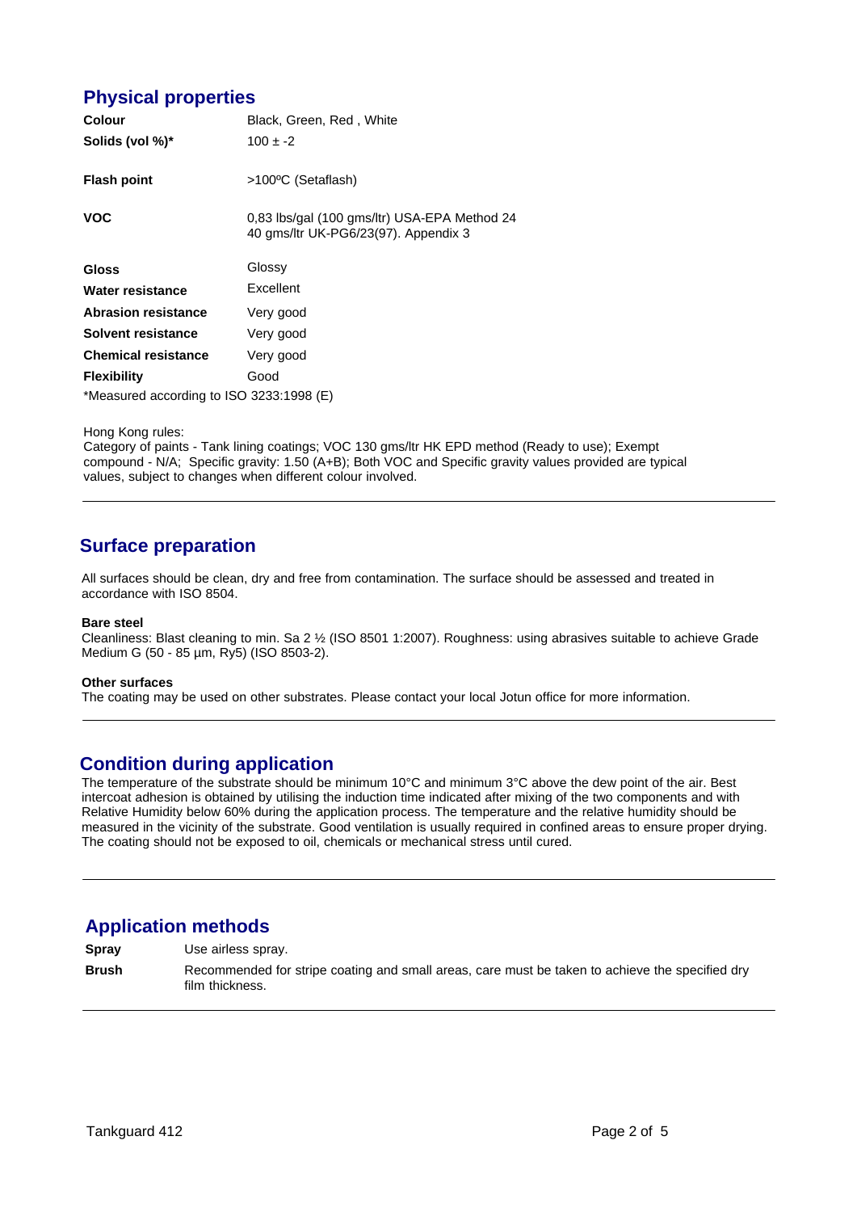## Physical properties

| | |
|---|---|
| **Colour** | Black, Green, Red , White |
| **Solids (vol %)*** | 100 ± -2 |
| **Flash point** | >100ºC (Setaflash) |
| **VOC** | 0,83 lbs/gal (100 gms/ltr) USA-EPA Method 24<br>40 gms/ltr UK-PG6/23(97). Appendix 3 |
| **Gloss** | Glossy |
| **Water resistance** | Excellent |
| **Abrasion resistance** | Very good |
| **Solvent resistance** | Very good |
| **Chemical resistance** | Very good |
| **Flexibility** | Good |

*Measured according to ISO 3233:1998 (E)

Hong Kong rules:
Category of paints - Tank lining coatings; VOC 130 gms/ltr HK EPD method (Ready to use); Exempt compound - N/A; Specific gravity: 1.50 (A+B); Both VOC and Specific gravity values provided are typical values, subject to changes when different colour involved.

## Surface preparation

All surfaces should be clean, dry and free from contamination. The surface should be assessed and treated in accordance with ISO 8504.

**Bare steel**
Cleanliness: Blast cleaning to min. Sa 2 ½ (ISO 8501 1:2007). Roughness: using abrasives suitable to achieve Grade Medium G (50 - 85 µm, Ry5) (ISO 8503-2).

**Other surfaces**
The coating may be used on other substrates. Please contact your local Jotun office for more information.

## Condition during application

The temperature of the substrate should be minimum 10°C and minimum 3°C above the dew point of the air. Best intercoat adhesion is obtained by utilising the induction time indicated after mixing of the two components and with Relative Humidity below 60% during the application process. The temperature and the relative humidity should be measured in the vicinity of the substrate. Good ventilation is usually required in confined areas to ensure proper drying. The coating should not be exposed to oil, chemicals or mechanical stress until cured.

## Application methods

| | |
|---|---|
| **Spray** | Use airless spray. |
| **Brush** | Recommended for stripe coating and small areas, care must be taken to achieve the specified dry film thickness. |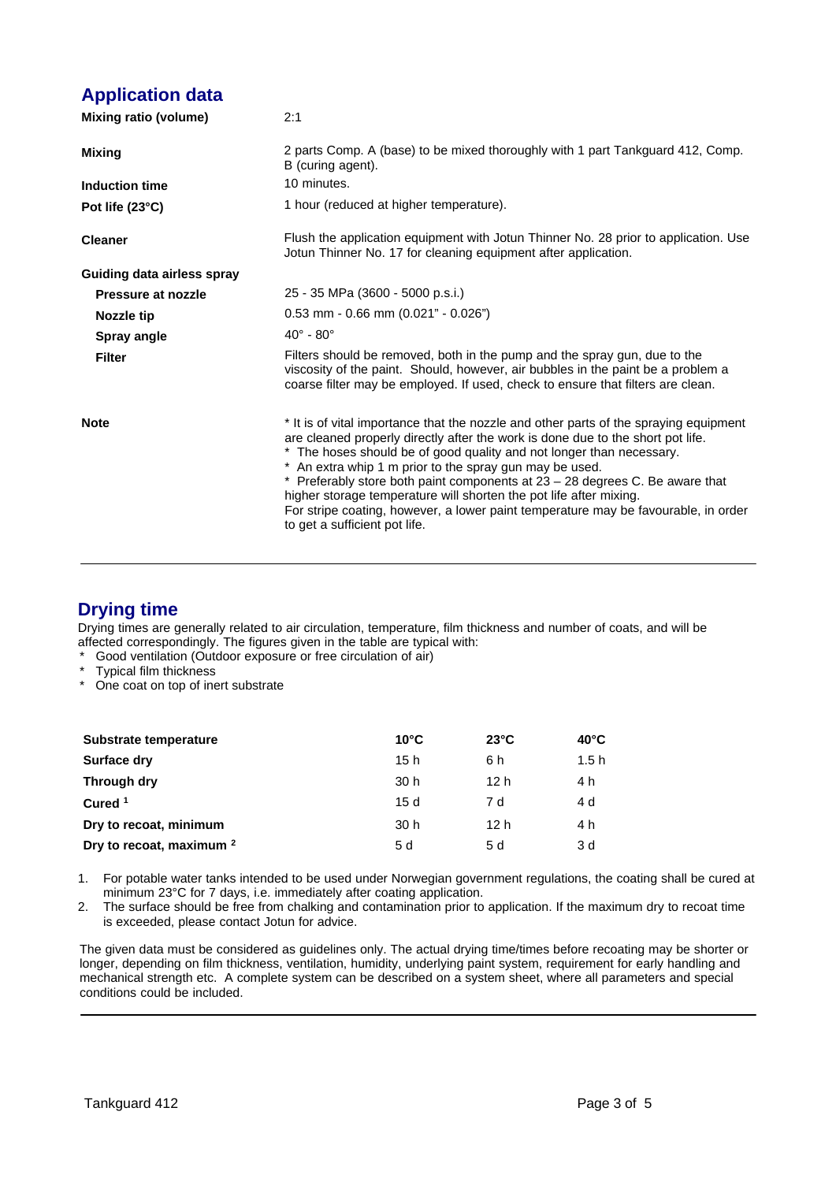## Application data

| | |
|---|---|
| **Mixing ratio (volume)** | 2:1 |
| **Mixing** | 2 parts Comp. A (base) to be mixed thoroughly with 1 part Tankguard 412, Comp. B (curing agent). |
| **Induction time** | 10 minutes. |
| **Pot life (23°C)** | 1 hour (reduced at higher temperature). |
| **Cleaner** | Flush the application equipment with Jotun Thinner No. 28 prior to application. Use Jotun Thinner No. 17 for cleaning equipment after application. |
| **Guiding data airless spray** | |
| **Pressure at nozzle** | 25 - 35 MPa (3600 - 5000 p.s.i.) |
| **Nozzle tip** | 0.53 mm - 0.66 mm (0.021" - 0.026") |
| **Spray angle** | 40° - 80° |
| **Filter** | Filters should be removed, both in the pump and the spray gun, due to the viscosity of the paint. Should, however, air bubbles in the paint be a problem a coarse filter may be employed. If used, check to ensure that filters are clean. |
| **Note** | * It is of vital importance that the nozzle and other parts of the spraying equipment are cleaned properly directly after the work is done due to the short pot life.<br>* The hoses should be of good quality and not longer than necessary.<br>* An extra whip 1 m prior to the spray gun may be used.<br>* Preferably store both paint components at 23 – 28 degrees C. Be aware that higher storage temperature will shorten the pot life after mixing.<br>For stripe coating, however, a lower paint temperature may be favourable, in order to get a sufficient pot life. |

## Drying time

Drying times are generally related to air circulation, temperature, film thickness and number of coats, and will be affected correspondingly. The figures given in the table are typical with:

* Good ventilation (Outdoor exposure or free circulation of air)
* Typical film thickness
* One coat on top of inert substrate

| Substrate temperature | 10°C | 23°C | 40°C |
|---|---|---|---|
| **Surface dry** | 15 h | 6 h | 1.5 h |
| **Through dry** | 30 h | 12 h | 4 h |
| **Cured** [1] | 15 d | 7 d | 4 d |
| **Dry to recoat, minimum** | 30 h | 12 h | 4 h |
| **Dry to recoat, maximum** [2] | 5 d | 5 d | 3 d |

1. For potable water tanks intended to be used under Norwegian government regulations, the coating shall be cured at minimum 23°C for 7 days, i.e. immediately after coating application.
2. The surface should be free from chalking and contamination prior to application. If the maximum dry to recoat time is exceeded, please contact Jotun for advice.

The given data must be considered as guidelines only. The actual drying time/times before recoating may be shorter or longer, depending on film thickness, ventilation, humidity, underlying paint system, requirement for early handling and mechanical strength etc. A complete system can be described on a system sheet, where all parameters and special conditions could be included.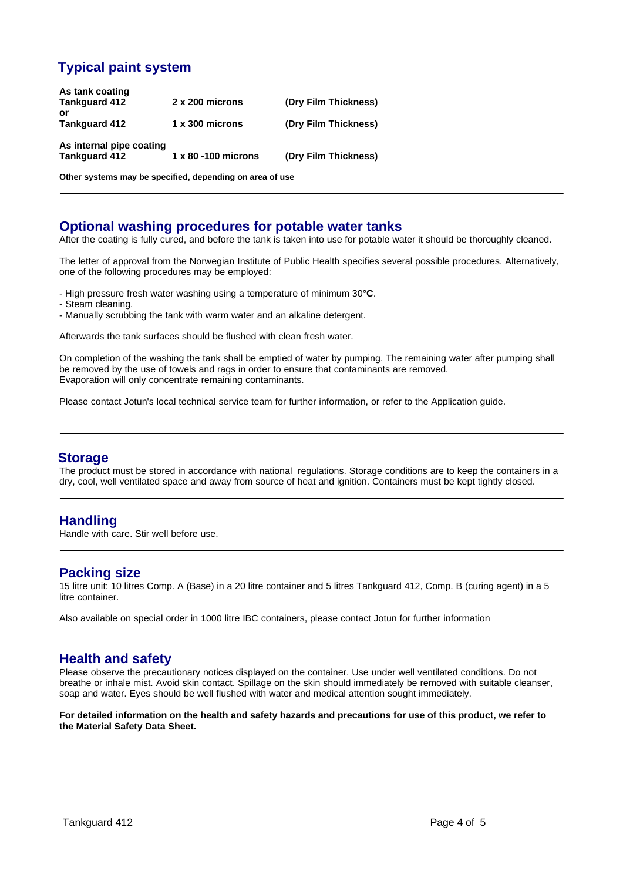## Typical paint system

| | | |
|---|---|---|
| **As tank coating** | | |
| **Tankguard 412** | **2 x 200 microns** | **(Dry Film Thickness)** |
| **or** | | |
| **Tankguard 412** | **1 x 300 microns** | **(Dry Film Thickness)** |
| **As internal pipe coating** | | |
| **Tankguard 412** | **1 x 80 -100 microns** | **(Dry Film Thickness)** |

**Other systems may be specified, depending on area of use**

## Optional washing procedures for potable water tanks

After the coating is fully cured, and before the tank is taken into use for potable water it should be thoroughly cleaned.

The letter of approval from the Norwegian Institute of Public Health specifies several possible procedures. Alternatively, one of the following procedures may be employed:

- High pressure fresh water washing using a temperature of minimum 30**°C**.
- Steam cleaning.
- Manually scrubbing the tank with warm water and an alkaline detergent.

Afterwards the tank surfaces should be flushed with clean fresh water.

On completion of the washing the tank shall be emptied of water by pumping. The remaining water after pumping shall be removed by the use of towels and rags in order to ensure that contaminants are removed.
Evaporation will only concentrate remaining contaminants.

Please contact Jotun's local technical service team for further information, or refer to the Application guide.

## Storage

The product must be stored in accordance with national regulations. Storage conditions are to keep the containers in a dry, cool, well ventilated space and away from source of heat and ignition. Containers must be kept tightly closed.

## Handling

Handle with care. Stir well before use.

## Packing size

15 litre unit: 10 litres Comp. A (Base) in a 20 litre container and 5 litres Tankguard 412, Comp. B (curing agent) in a 5 litre container.

Also available on special order in 1000 litre IBC containers, please contact Jotun for further information

## Health and safety

Please observe the precautionary notices displayed on the container. Use under well ventilated conditions. Do not breathe or inhale mist. Avoid skin contact. Spillage on the skin should immediately be removed with suitable cleanser, soap and water. Eyes should be well flushed with water and medical attention sought immediately.

**For detailed information on the health and safety hazards and precautions for use of this product, we refer to the Material Safety Data Sheet.**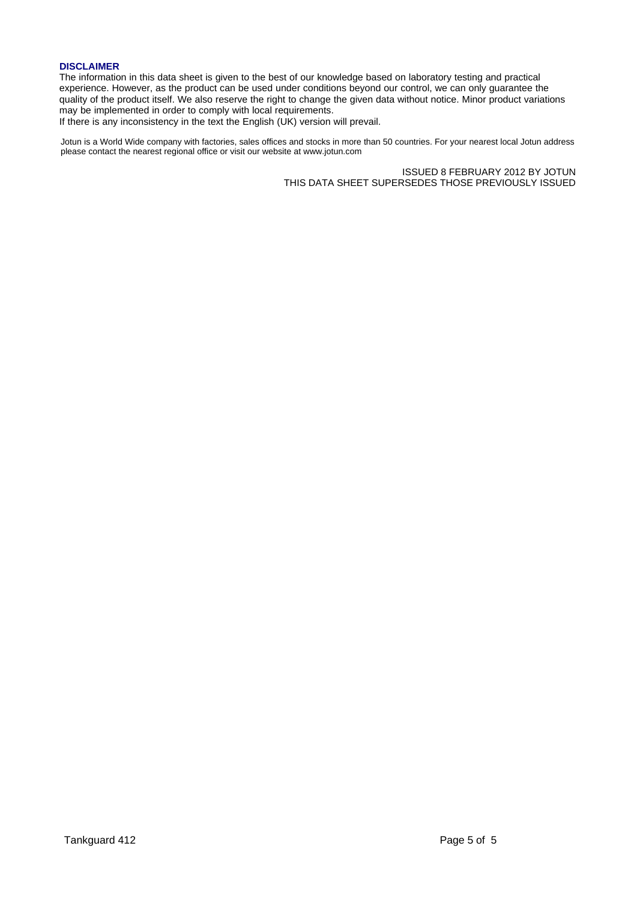**DISCLAIMER**

The information in this data sheet is given to the best of our knowledge based on laboratory testing and practical experience. However, as the product can be used under conditions beyond our control, we can only guarantee the quality of the product itself. We also reserve the right to change the given data without notice. Minor product variations may be implemented in order to comply with local requirements.
If there is any inconsistency in the text the English (UK) version will prevail.

Jotun is a World Wide company with factories, sales offices and stocks in more than 50 countries. For your nearest local Jotun address please contact the nearest regional office or visit our website at www.jotun.com

ISSUED 8 FEBRUARY 2012 BY JOTUN
THIS DATA SHEET SUPERSEDES THOSE PREVIOUSLY ISSUED